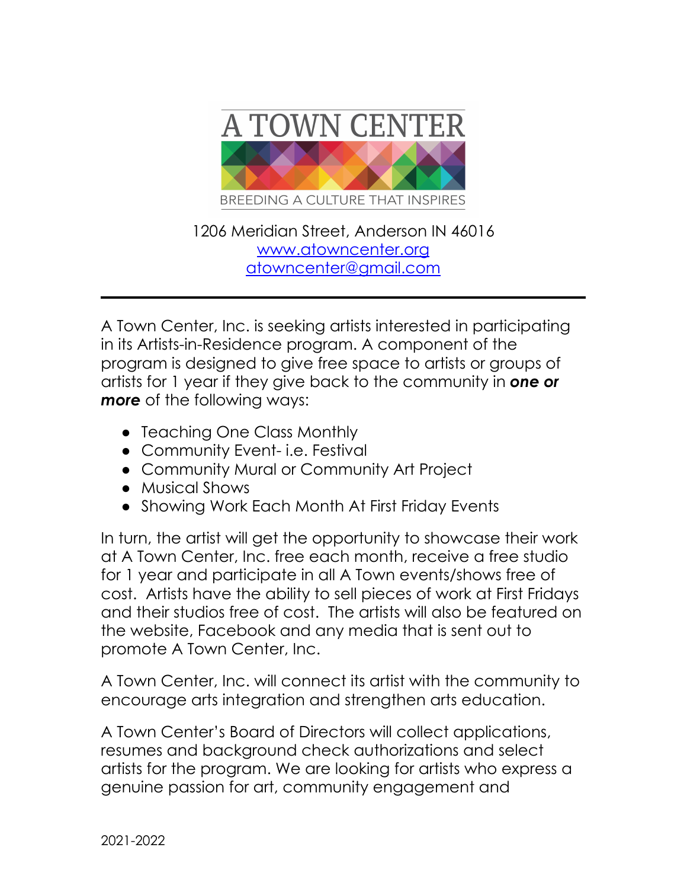# A TOWN CENTER

BREEDING A CULTURE THAT INSPIRES

1206 Meridian Street, Anderson IN 46016
www.atowncenter.org
atowncenter@gmail.com

---

A Town Center, Inc. is seeking artists interested in participating in its Artists-in-Residence program. A component of the program is designed to give free space to artists or groups of artists for 1 year if they give back to the community in ***one or more*** of the following ways:

- Teaching One Class Monthly
- Community Event- i.e. Festival
- Community Mural or Community Art Project
- Musical Shows
- Showing Work Each Month At First Friday Events

In turn, the artist will get the opportunity to showcase their work at A Town Center, Inc. free each month, receive a free studio for 1 year and participate in all A Town events/shows free of cost. Artists have the ability to sell pieces of work at First Fridays and their studios free of cost. The artists will also be featured on the website, Facebook and any media that is sent out to promote A Town Center, Inc.

A Town Center, Inc. will connect its artist with the community to encourage arts integration and strengthen arts education.

A Town Center's Board of Directors will collect applications, resumes and background check authorizations and select artists for the program. We are looking for artists who express a genuine passion for art, community engagement and

2021-2022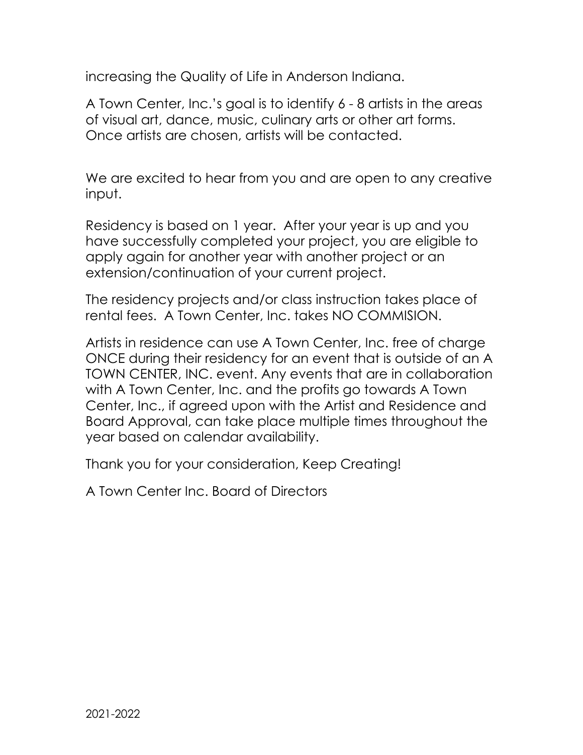increasing the Quality of Life in Anderson Indiana.

A Town Center, Inc.'s goal is to identify 6 - 8 artists in the areas of visual art, dance, music, culinary arts or other art forms. Once artists are chosen, artists will be contacted.

We are excited to hear from you and are open to any creative input.

Residency is based on 1 year. After your year is up and you have successfully completed your project, you are eligible to apply again for another year with another project or an extension/continuation of your current project.

The residency projects and/or class instruction takes place of rental fees. A Town Center, Inc. takes NO COMMISION.

Artists in residence can use A Town Center, Inc. free of charge ONCE during their residency for an event that is outside of an A TOWN CENTER, INC. event. Any events that are in collaboration with A Town Center, Inc. and the profits go towards A Town Center, Inc., if agreed upon with the Artist and Residence and Board Approval, can take place multiple times throughout the year based on calendar availability.

Thank you for your consideration, Keep Creating!

A Town Center Inc. Board of Directors

2021-2022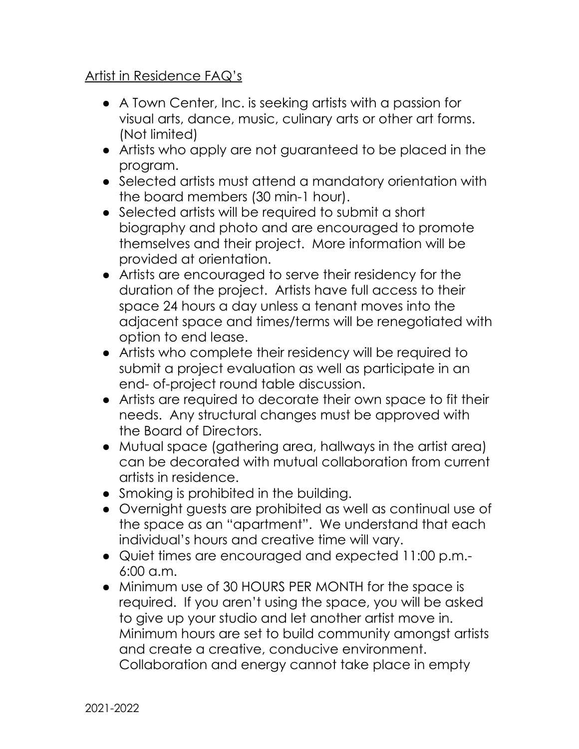Artist in Residence FAQ's

- A Town Center, Inc. is seeking artists with a passion for visual arts, dance, music, culinary arts or other art forms. (Not limited)
- Artists who apply are not guaranteed to be placed in the program.
- Selected artists must attend a mandatory orientation with the board members (30 min-1 hour).
- Selected artists will be required to submit a short biography and photo and are encouraged to promote themselves and their project. More information will be provided at orientation.
- Artists are encouraged to serve their residency for the duration of the project. Artists have full access to their space 24 hours a day unless a tenant moves into the adjacent space and times/terms will be renegotiated with option to end lease.
- Artists who complete their residency will be required to submit a project evaluation as well as participate in an end- of-project round table discussion.
- Artists are required to decorate their own space to fit their needs. Any structural changes must be approved with the Board of Directors.
- Mutual space (gathering area, hallways in the artist area) can be decorated with mutual collaboration from current artists in residence.
- Smoking is prohibited in the building.
- Overnight guests are prohibited as well as continual use of the space as an "apartment". We understand that each individual's hours and creative time will vary.
- Quiet times are encouraged and expected 11:00 p.m.-6:00 a.m.
- Minimum use of 30 HOURS PER MONTH for the space is required. If you aren't using the space, you will be asked to give up your studio and let another artist move in. Minimum hours are set to build community amongst artists and create a creative, conducive environment. Collaboration and energy cannot take place in empty

2021-2022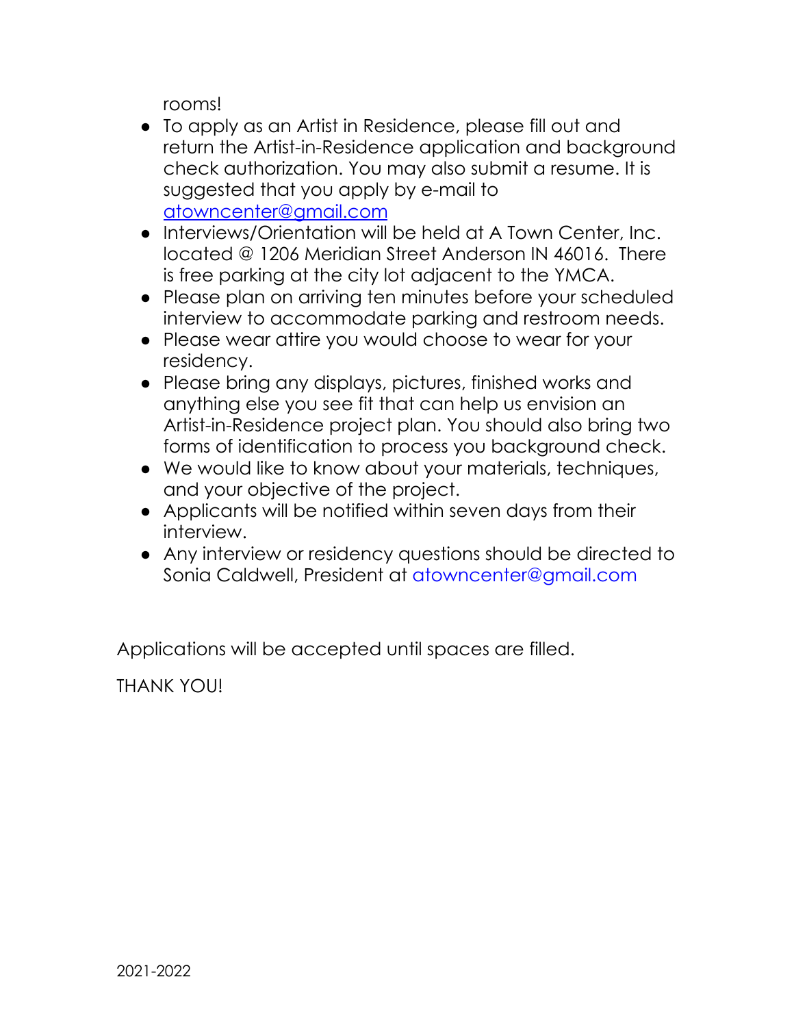rooms!

- To apply as an Artist in Residence, please fill out and return the Artist-in-Residence application and background check authorization. You may also submit a resume. It is suggested that you apply by e-mail to [atowncenter@gmail.com](mailto:atowncenter@gmail.com)
- Interviews/Orientation will be held at A Town Center, Inc. located @ 1206 Meridian Street Anderson IN 46016. There is free parking at the city lot adjacent to the YMCA.
- Please plan on arriving ten minutes before your scheduled interview to accommodate parking and restroom needs.
- Please wear attire you would choose to wear for your residency.
- Please bring any displays, pictures, finished works and anything else you see fit that can help us envision an Artist-in-Residence project plan. You should also bring two forms of identification to process you background check.
- We would like to know about your materials, techniques, and your objective of the project.
- Applicants will be notified within seven days from their interview.
- Any interview or residency questions should be directed to Sonia Caldwell, President at atowncenter@gmail.com

Applications will be accepted until spaces are filled.

THANK YOU!

2021-2022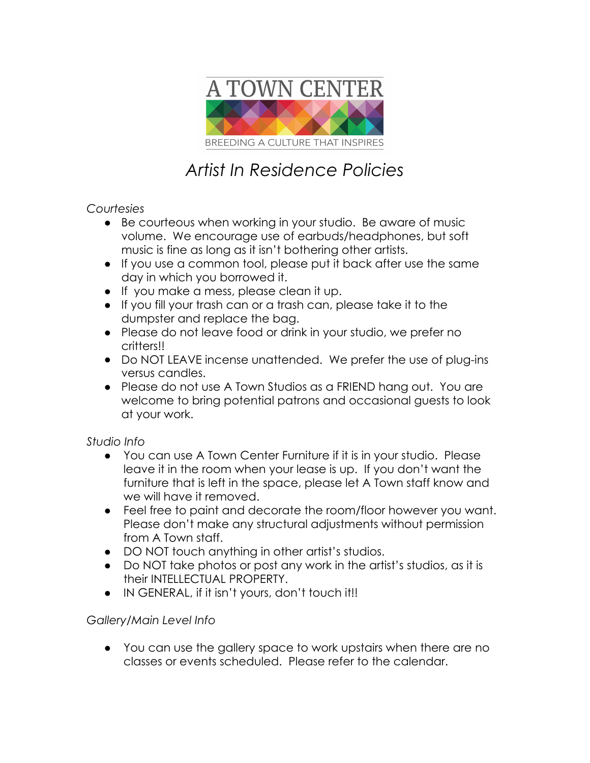A TOWN CENTER

BREEDING A CULTURE THAT INSPIRES

# *Artist In Residence Policies*

*Courtesies*

- Be courteous when working in your studio. Be aware of music volume. We encourage use of earbuds/headphones, but soft music is fine as long as it isn't bothering other artists.
- If you use a common tool, please put it back after use the same day in which you borrowed it.
- If you make a mess, please clean it up.
- If you fill your trash can or a trash can, please take it to the dumpster and replace the bag.
- Please do not leave food or drink in your studio, we prefer no critters!!
- Do NOT LEAVE incense unattended. We prefer the use of plug-ins versus candles.
- Please do not use A Town Studios as a FRIEND hang out. You are welcome to bring potential patrons and occasional guests to look at your work.

*Studio Info*

- You can use A Town Center Furniture if it is in your studio. Please leave it in the room when your lease is up. If you don't want the furniture that is left in the space, please let A Town staff know and we will have it removed.
- Feel free to paint and decorate the room/floor however you want. Please don't make any structural adjustments without permission from A Town staff.
- DO NOT touch anything in other artist's studios.
- Do NOT take photos or post any work in the artist's studios, as it is their INTELLECTUAL PROPERTY.
- IN GENERAL, if it isn't yours, don't touch it!!

*Gallery/Main Level Info*

- You can use the gallery space to work upstairs when there are no classes or events scheduled. Please refer to the calendar.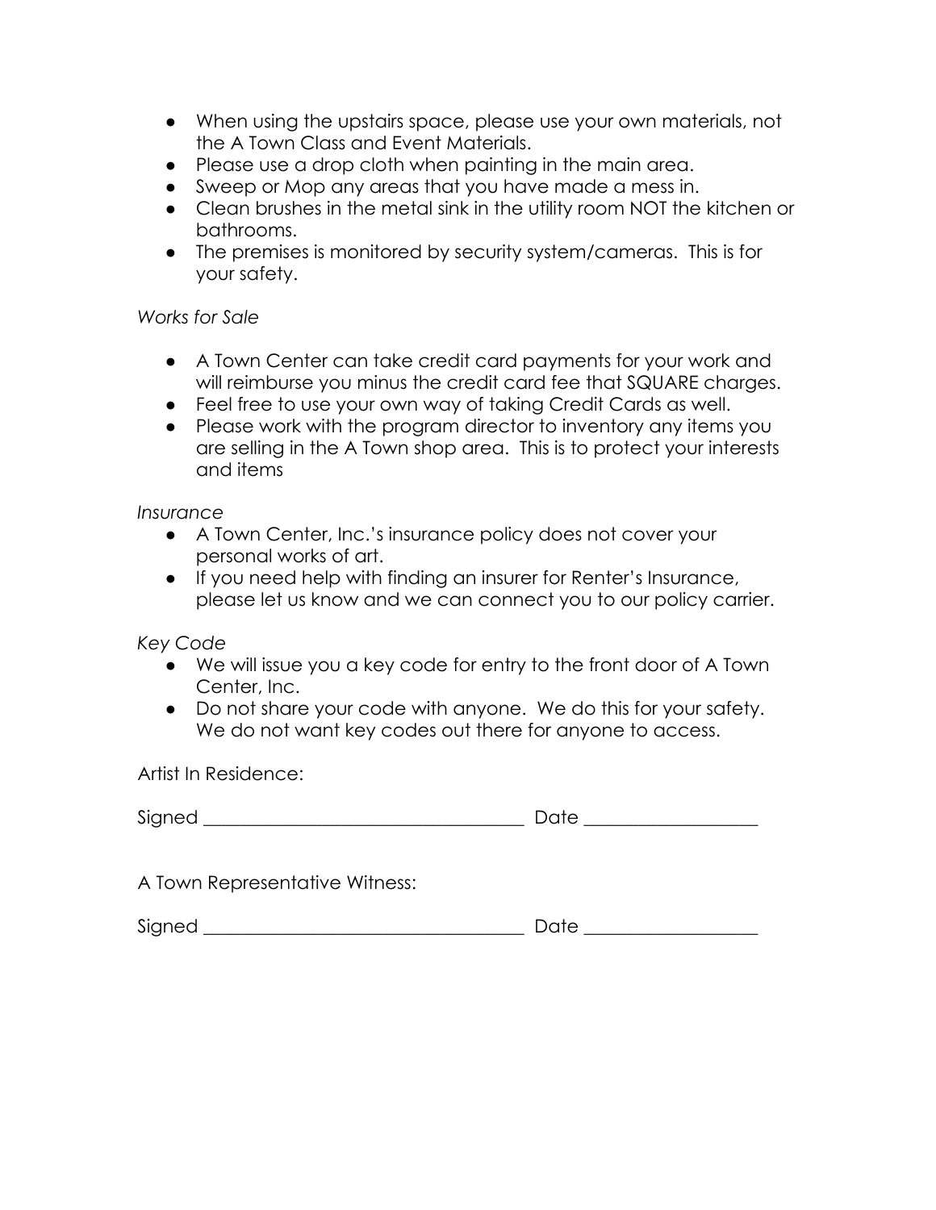- When using the upstairs space, please use your own materials, not the A Town Class and Event Materials.
- Please use a drop cloth when painting in the main area.
- Sweep or Mop any areas that you have made a mess in.
- Clean brushes in the metal sink in the utility room NOT the kitchen or bathrooms.
- The premises is monitored by security system/cameras. This is for your safety.

*Works for Sale*

- A Town Center can take credit card payments for your work and will reimburse you minus the credit card fee that SQUARE charges.
- Feel free to use your own way of taking Credit Cards as well.
- Please work with the program director to inventory any items you are selling in the A Town shop area. This is to protect your interests and items

*Insurance*

- A Town Center, Inc.'s insurance policy does not cover your personal works of art.
- If you need help with finding an insurer for Renter's Insurance, please let us know and we can connect you to our policy carrier.

*Key Code*

- We will issue you a key code for entry to the front door of A Town Center, Inc.
- Do not share your code with anyone. We do this for your safety. We do not want key codes out there for anyone to access.

Artist In Residence:

Signed ___________________________________ Date __________________

A Town Representative Witness:

Signed ___________________________________ Date __________________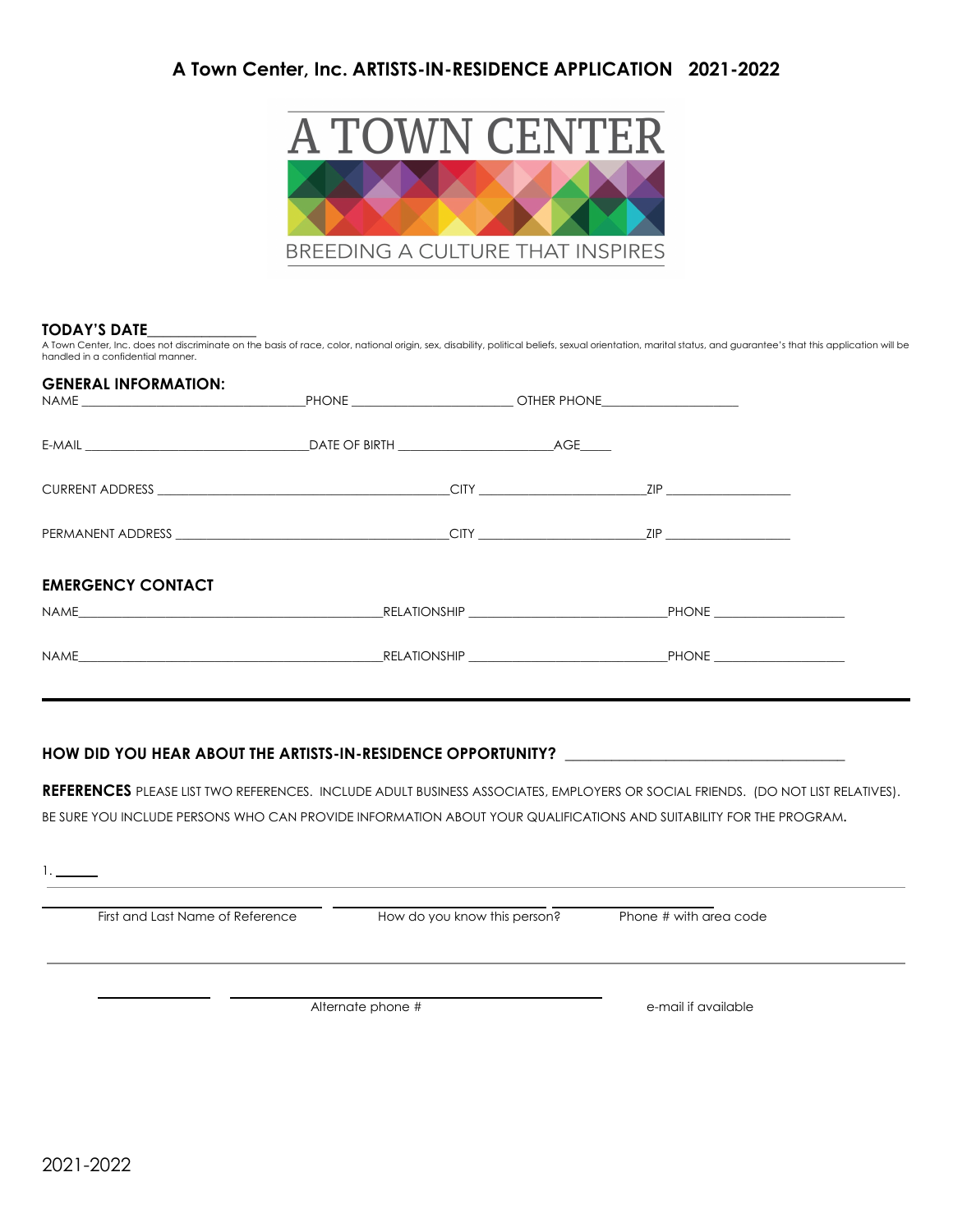## A Town Center, Inc. ARTISTS-IN-RESIDENCE APPLICATION 2021-2022

A TOWN CENTER

BREEDING A CULTURE THAT INSPIRES

**TODAY'S DATE**______________

A Town Center, Inc. does not discriminate on the basis of race, color, national origin, sex, disability, political beliefs, sexual orientation, marital status, and guarantee's that this application will be handled in a confidential manner.

### GENERAL INFORMATION:

NAME ________________________________ PHONE ________________________ OTHER PHONE____________________

E-MAIL ________________________________ DATE OF BIRTH ______________________ AGE_____

CURRENT ADDRESS __________________________________________ CITY ________________________ ZIP __________________

PERMANENT ADDRESS ________________________________________ CITY ________________________ ZIP __________________

### EMERGENCY CONTACT

NAME_____________________________________________ RELATIONSHIP ____________________________ PHONE ___________________

NAME_____________________________________________ RELATIONSHIP ____________________________ PHONE ___________________

---

**HOW DID YOU HEAR ABOUT THE ARTISTS-IN-RESIDENCE OPPORTUNITY?** ____________________________________

**REFERENCES** PLEASE LIST TWO REFERENCES. INCLUDE ADULT BUSINESS ASSOCIATES, EMPLOYERS OR SOCIAL FRIENDS. (DO NOT LIST RELATIVES). BE SURE YOU INCLUDE PERSONS WHO CAN PROVIDE INFORMATION ABOUT YOUR QUALIFICATIONS AND SUITABILITY FOR THE PROGRAM.

1. ______

First and Last Name of Reference ____________ How do you know this person? ____________ Phone # with area code ____________

Alternate phone # ____________ e-mail if available ____________

2021-2022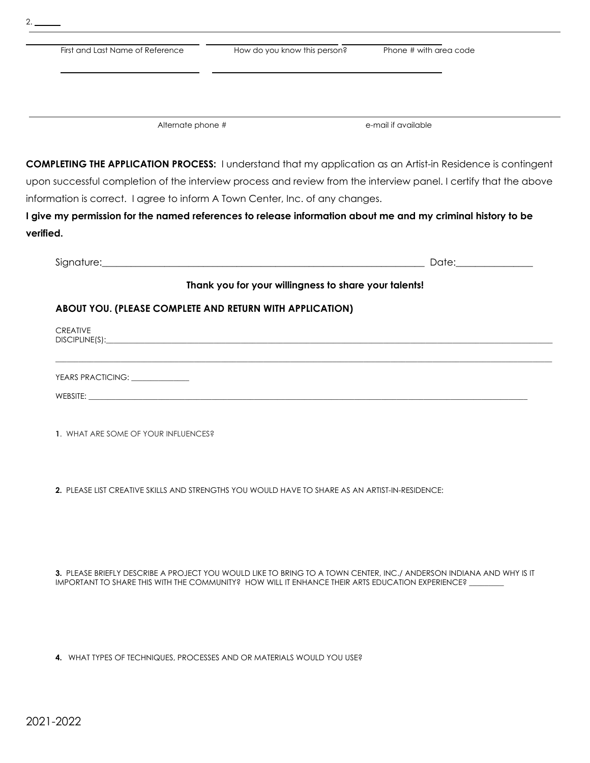2. ______

First and Last Name of Reference | How do you know this person? | Phone # with area code

Alternate phone # | e-mail if available

**COMPLETING THE APPLICATION PROCESS:** I understand that my application as an Artist-in Residence is contingent upon successful completion of the interview process and review from the interview panel. I certify that the above information is correct. I agree to inform A Town Center, Inc. of any changes.

**I give my permission for the named references to release information about me and my criminal history to be verified.**

Signature:_______________________________________________ Date:_______________

**Thank you for your willingness to share your talents!**

**ABOUT YOU. (PLEASE COMPLETE AND RETURN WITH APPLICATION)**

CREATIVE DISCIPLINE(S):_______________________________________________

_______________________________________________

YEARS PRACTICING: ______________

WEBSITE: _______________________________________________

**1**. WHAT ARE SOME OF YOUR INFLUENCES?

**2.** PLEASE LIST CREATIVE SKILLS AND STRENGTHS YOU WOULD HAVE TO SHARE AS AN ARTIST-IN-RESIDENCE:

**3.** PLEASE BRIEFLY DESCRIBE A PROJECT YOU WOULD LIKE TO BRING TO A TOWN CENTER, INC./ ANDERSON INDIANA AND WHY IS IT IMPORTANT TO SHARE THIS WITH THE COMMUNITY? HOW WILL IT ENHANCE THEIR ARTS EDUCATION EXPERIENCE? ________

**4.** WHAT TYPES OF TECHNIQUES, PROCESSES AND OR MATERIALS WOULD YOU USE?

2021-2022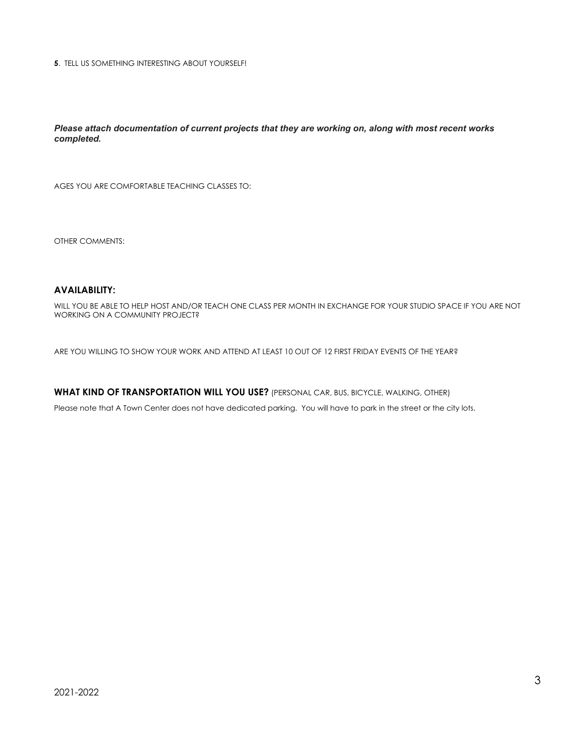**5**. TELL US SOMETHING INTERESTING ABOUT YOURSELF!

***Please attach documentation of current projects that they are working on, along with most recent works completed.***

AGES YOU ARE COMFORTABLE TEACHING CLASSES TO:

OTHER COMMENTS:

## AVAILABILITY:

WILL YOU BE ABLE TO HELP HOST AND/OR TEACH ONE CLASS PER MONTH IN EXCHANGE FOR YOUR STUDIO SPACE IF YOU ARE NOT WORKING ON A COMMUNITY PROJECT?

ARE YOU WILLING TO SHOW YOUR WORK AND ATTEND AT LEAST 10 OUT OF 12 FIRST FRIDAY EVENTS OF THE YEAR?

## WHAT KIND OF TRANSPORTATION WILL YOU USE? (PERSONAL CAR, BUS, BICYCLE, WALKING, OTHER)

Please note that A Town Center does not have dedicated parking. You will have to park in the street or the city lots.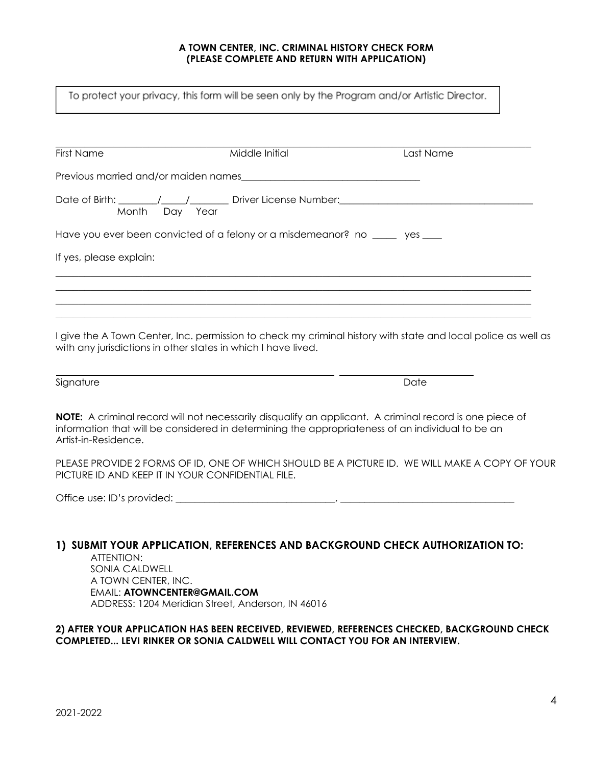**A TOWN CENTER, INC. CRIMINAL HISTORY CHECK FORM**
**(PLEASE COMPLETE AND RETURN WITH APPLICATION)**

To protect your privacy, this form will be seen only by the Program and/or Artistic Director.

_______________________________________________________________________________

First Name Middle Initial Last Name

Previous married and/or maiden names____________________________________

Date of Birth: ________/_____/________ Driver License Number:_______________________________________
Month Day Year

Have you ever been convicted of a felony or a misdemeanor? no _____ yes ____

If yes, please explain:

_______________________________________________________________________________

_______________________________________________________________________________

_______________________________________________________________________________

_______________________________________________________________________________

I give the A Town Center, Inc. permission to check my criminal history with state and local police as well as with any jurisdictions in other states in which I have lived.

______________________________________________ __________________________

Signature Date

**NOTE:** A criminal record will not necessarily disqualify an applicant. A criminal record is one piece of information that will be considered in determining the appropriateness of an individual to be an Artist-in-Residence.

PLEASE PROVIDE 2 FORMS OF ID, ONE OF WHICH SHOULD BE A PICTURE ID. WE WILL MAKE A COPY OF YOUR PICTURE ID AND KEEP IT IN YOUR CONFIDENTIAL FILE.

Office use: ID's provided: _________________________________, ____________________________________

### 1) SUBMIT YOUR APPLICATION, REFERENCES AND BACKGROUND CHECK AUTHORIZATION TO:

ATTENTION:
SONIA CALDWELL
A TOWN CENTER, INC.
EMAIL: **ATOWNCENTER@GMAIL.COM**
ADDRESS: 1204 Meridian Street, Anderson, IN 46016

**2) AFTER YOUR APPLICATION HAS BEEN RECEIVED, REVIEWED, REFERENCES CHECKED, BACKGROUND CHECK COMPLETED... LEVI RINKER OR SONIA CALDWELL WILL CONTACT YOU FOR AN INTERVIEW.**

2021-2022